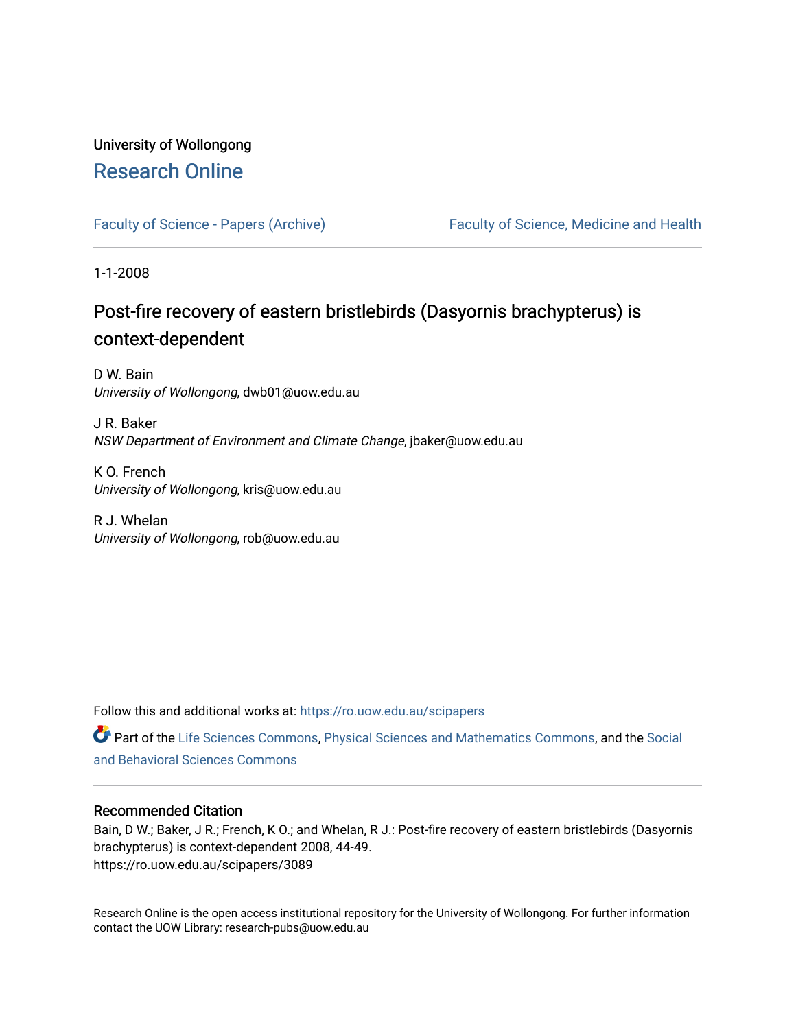University of Wollongong

# Research Online

Faculty of Science - Papers (Archive) | Faculty of Science, Medicine and Health

1-1-2008

## Post-fire recovery of eastern bristlebirds (Dasyornis brachypterus) is context-dependent

D W. Bain
*University of Wollongong*, dwb01@uow.edu.au

J R. Baker
*NSW Department of Environment and Climate Change*, jbaker@uow.edu.au

K O. French
*University of Wollongong*, kris@uow.edu.au

R J. Whelan
*University of Wollongong*, rob@uow.edu.au

Follow this and additional works at: https://ro.uow.edu.au/scipapers

Part of the Life Sciences Commons, Physical Sciences and Mathematics Commons, and the Social and Behavioral Sciences Commons

### Recommended Citation

Bain, D W.; Baker, J R.; French, K O.; and Whelan, R J.: Post-fire recovery of eastern bristlebirds (Dasyornis brachypterus) is context-dependent 2008, 44-49.
https://ro.uow.edu.au/scipapers/3089

Research Online is the open access institutional repository for the University of Wollongong. For further information contact the UOW Library: research-pubs@uow.edu.au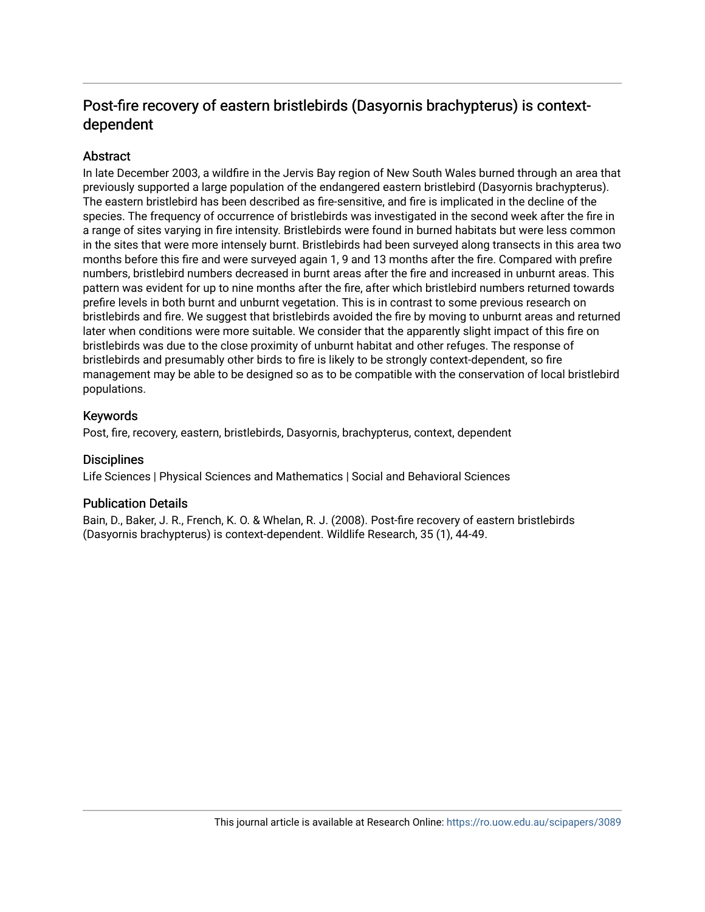# Post-fire recovery of eastern bristlebirds (Dasyornis brachypterus) is context-dependent

## Abstract

In late December 2003, a wildfire in the Jervis Bay region of New South Wales burned through an area that previously supported a large population of the endangered eastern bristlebird (Dasyornis brachypterus). The eastern bristlebird has been described as fire-sensitive, and fire is implicated in the decline of the species. The frequency of occurrence of bristlebirds was investigated in the second week after the fire in a range of sites varying in fire intensity. Bristlebirds were found in burned habitats but were less common in the sites that were more intensely burnt. Bristlebirds had been surveyed along transects in this area two months before this fire and were surveyed again 1, 9 and 13 months after the fire. Compared with prefire numbers, bristlebird numbers decreased in burnt areas after the fire and increased in unburnt areas. This pattern was evident for up to nine months after the fire, after which bristlebird numbers returned towards prefire levels in both burnt and unburnt vegetation. This is in contrast to some previous research on bristlebirds and fire. We suggest that bristlebirds avoided the fire by moving to unburnt areas and returned later when conditions were more suitable. We consider that the apparently slight impact of this fire on bristlebirds was due to the close proximity of unburnt habitat and other refuges. The response of bristlebirds and presumably other birds to fire is likely to be strongly context-dependent, so fire management may be able to be designed so as to be compatible with the conservation of local bristlebird populations.

## Keywords

Post, fire, recovery, eastern, bristlebirds, Dasyornis, brachypterus, context, dependent

## Disciplines

Life Sciences | Physical Sciences and Mathematics | Social and Behavioral Sciences

## Publication Details

Bain, D., Baker, J. R., French, K. O. & Whelan, R. J. (2008). Post-fire recovery of eastern bristlebirds (Dasyornis brachypterus) is context-dependent. Wildlife Research, 35 (1), 44-49.

This journal article is available at Research Online: https://ro.uow.edu.au/scipapers/3089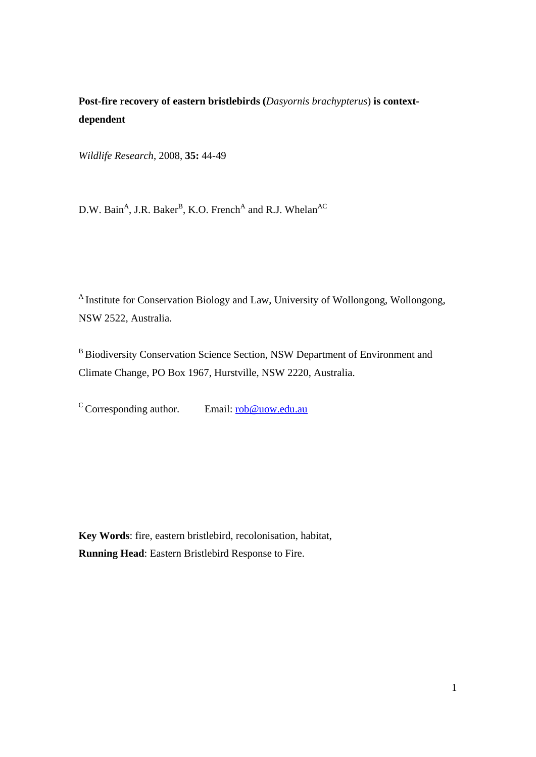**Post-fire recovery of eastern bristlebirds (*Dasyornis brachypterus*) is context-dependent**

*Wildlife Research*, 2008, **35:** 44-49

D.W. Bain[A], J.R. Baker[B], K.O. French[A] and R.J. Whelan[AC]

[A] Institute for Conservation Biology and Law, University of Wollongong, Wollongong, NSW 2522, Australia.

[B] Biodiversity Conservation Science Section, NSW Department of Environment and Climate Change, PO Box 1967, Hurstville, NSW 2220, Australia.

[C] Corresponding author. Email: rob@uow.edu.au

**Key Words**: fire, eastern bristlebird, recolonisation, habitat,

**Running Head**: Eastern Bristlebird Response to Fire.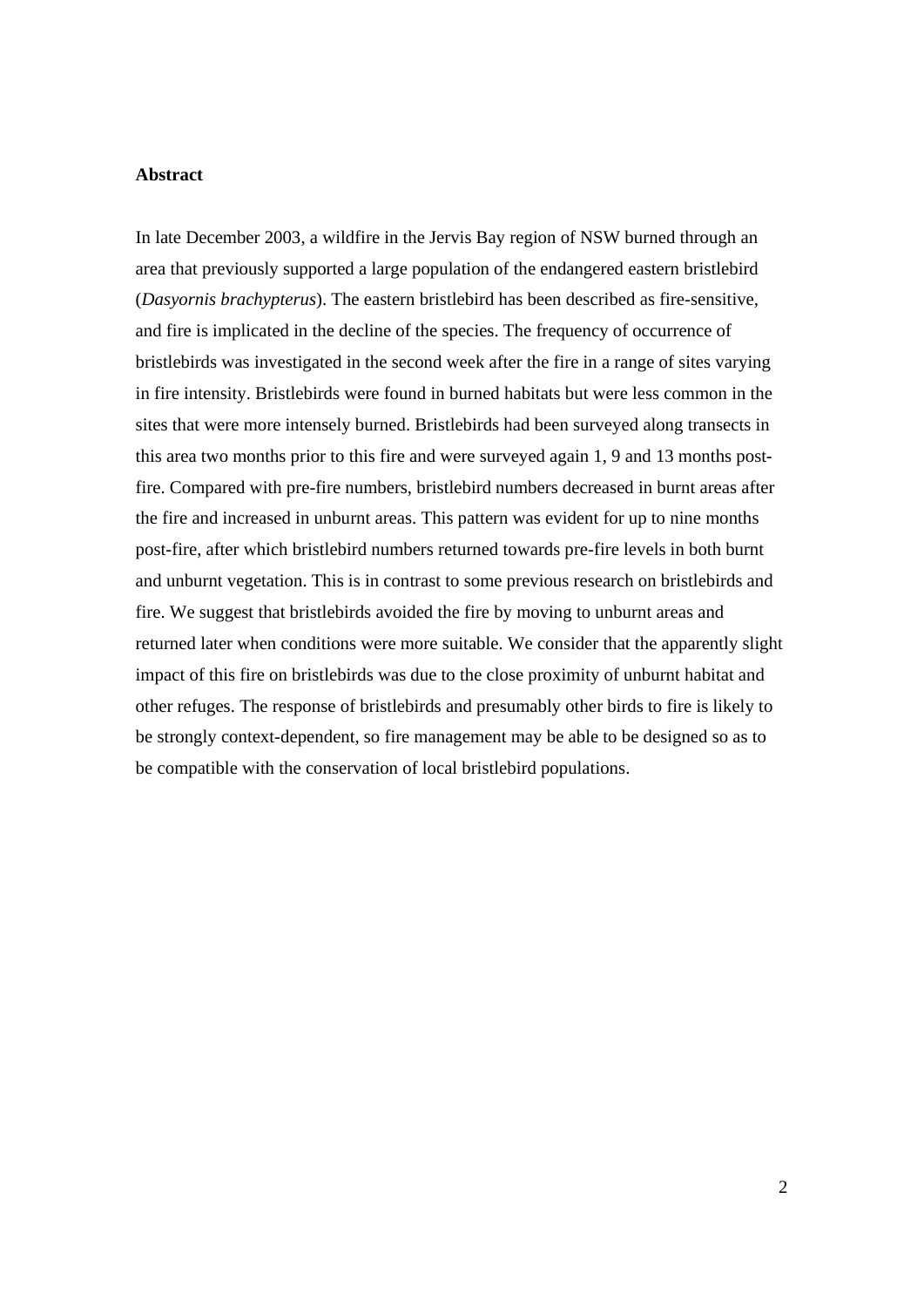**Abstract**

In late December 2003, a wildfire in the Jervis Bay region of NSW burned through an area that previously supported a large population of the endangered eastern bristlebird (*Dasyornis brachypterus*). The eastern bristlebird has been described as fire-sensitive, and fire is implicated in the decline of the species. The frequency of occurrence of bristlebirds was investigated in the second week after the fire in a range of sites varying in fire intensity. Bristlebirds were found in burned habitats but were less common in the sites that were more intensely burned. Bristlebirds had been surveyed along transects in this area two months prior to this fire and were surveyed again 1, 9 and 13 months post-fire. Compared with pre-fire numbers, bristlebird numbers decreased in burnt areas after the fire and increased in unburnt areas. This pattern was evident for up to nine months post-fire, after which bristlebird numbers returned towards pre-fire levels in both burnt and unburnt vegetation. This is in contrast to some previous research on bristlebirds and fire. We suggest that bristlebirds avoided the fire by moving to unburnt areas and returned later when conditions were more suitable. We consider that the apparently slight impact of this fire on bristlebirds was due to the close proximity of unburnt habitat and other refuges. The response of bristlebirds and presumably other birds to fire is likely to be strongly context-dependent, so fire management may be able to be designed so as to be compatible with the conservation of local bristlebird populations.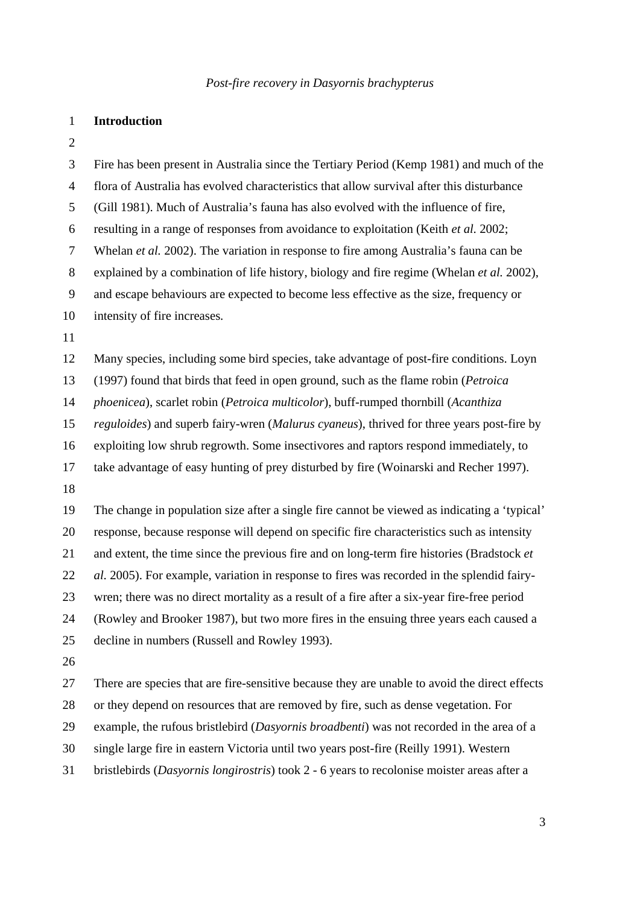## Introduction

Fire has been present in Australia since the Tertiary Period (Kemp 1981) and much of the flora of Australia has evolved characteristics that allow survival after this disturbance (Gill 1981). Much of Australia's fauna has also evolved with the influence of fire, resulting in a range of responses from avoidance to exploitation (Keith *et al.* 2002; Whelan *et al.* 2002). The variation in response to fire among Australia's fauna can be explained by a combination of life history, biology and fire regime (Whelan *et al.* 2002), and escape behaviours are expected to become less effective as the size, frequency or intensity of fire increases.

Many species, including some bird species, take advantage of post-fire conditions. Loyn (1997) found that birds that feed in open ground, such as the flame robin (*Petroica phoenicea*), scarlet robin (*Petroica multicolor*), buff-rumped thornbill (*Acanthiza reguloides*) and superb fairy-wren (*Malurus cyaneus*), thrived for three years post-fire by exploiting low shrub regrowth. Some insectivores and raptors respond immediately, to take advantage of easy hunting of prey disturbed by fire (Woinarski and Recher 1997).

The change in population size after a single fire cannot be viewed as indicating a 'typical' response, because response will depend on specific fire characteristics such as intensity and extent, the time since the previous fire and on long-term fire histories (Bradstock *et al.* 2005). For example, variation in response to fires was recorded in the splendid fairy-wren; there was no direct mortality as a result of a fire after a six-year fire-free period (Rowley and Brooker 1987), but two more fires in the ensuing three years each caused a decline in numbers (Russell and Rowley 1993).

There are species that are fire-sensitive because they are unable to avoid the direct effects or they depend on resources that are removed by fire, such as dense vegetation. For example, the rufous bristlebird (*Dasyornis broadbenti*) was not recorded in the area of a single large fire in eastern Victoria until two years post-fire (Reilly 1991). Western bristlebirds (*Dasyornis longirostris*) took 2 - 6 years to recolonise moister areas after a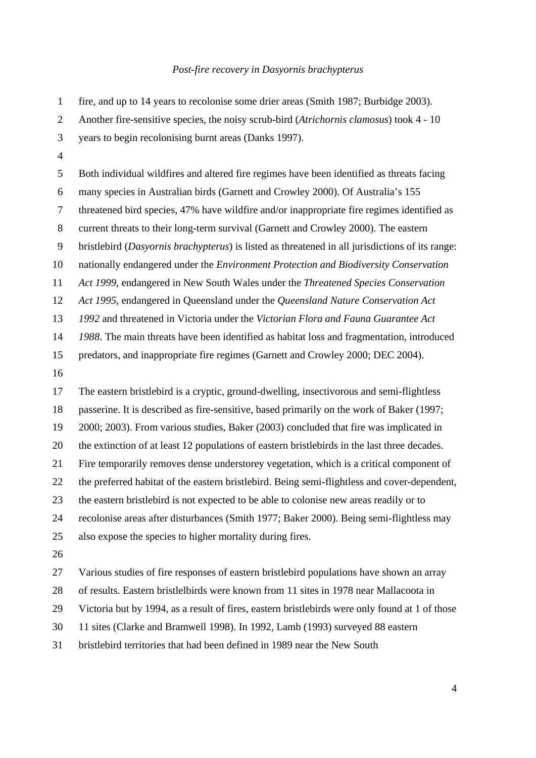fire, and up to 14 years to recolonise some drier areas (Smith 1987; Burbidge 2003). Another fire-sensitive species, the noisy scrub-bird (*Atrichornis clamosus*) took 4 - 10 years to begin recolonising burnt areas (Danks 1997).

Both individual wildfires and altered fire regimes have been identified as threats facing many species in Australian birds (Garnett and Crowley 2000). Of Australia's 155 threatened bird species, 47% have wildfire and/or inappropriate fire regimes identified as current threats to their long-term survival (Garnett and Crowley 2000). The eastern bristlebird (*Dasyornis brachypterus*) is listed as threatened in all jurisdictions of its range: nationally endangered under the *Environment Protection and Biodiversity Conservation Act 1999*, endangered in New South Wales under the *Threatened Species Conservation Act 1995*, endangered in Queensland under the *Queensland Nature Conservation Act 1992* and threatened in Victoria under the *Victorian Flora and Fauna Guarantee Act 1988*. The main threats have been identified as habitat loss and fragmentation, introduced predators, and inappropriate fire regimes (Garnett and Crowley 2000; DEC 2004).

The eastern bristlebird is a cryptic, ground-dwelling, insectivorous and semi-flightless passerine. It is described as fire-sensitive, based primarily on the work of Baker (1997; 2000; 2003). From various studies, Baker (2003) concluded that fire was implicated in the extinction of at least 12 populations of eastern bristlebirds in the last three decades. Fire temporarily removes dense understorey vegetation, which is a critical component of the preferred habitat of the eastern bristlebird. Being semi-flightless and cover-dependent, the eastern bristlebird is not expected to be able to colonise new areas readily or to recolonise areas after disturbances (Smith 1977; Baker 2000). Being semi-flightless may also expose the species to higher mortality during fires.

Various studies of fire responses of eastern bristlebird populations have shown an array of results. Eastern bristlelbirds were known from 11 sites in 1978 near Mallacoota in Victoria but by 1994, as a result of fires, eastern bristlebirds were only found at 1 of those 11 sites (Clarke and Bramwell 1998). In 1992, Lamb (1993) surveyed 88 eastern bristlebird territories that had been defined in 1989 near the New South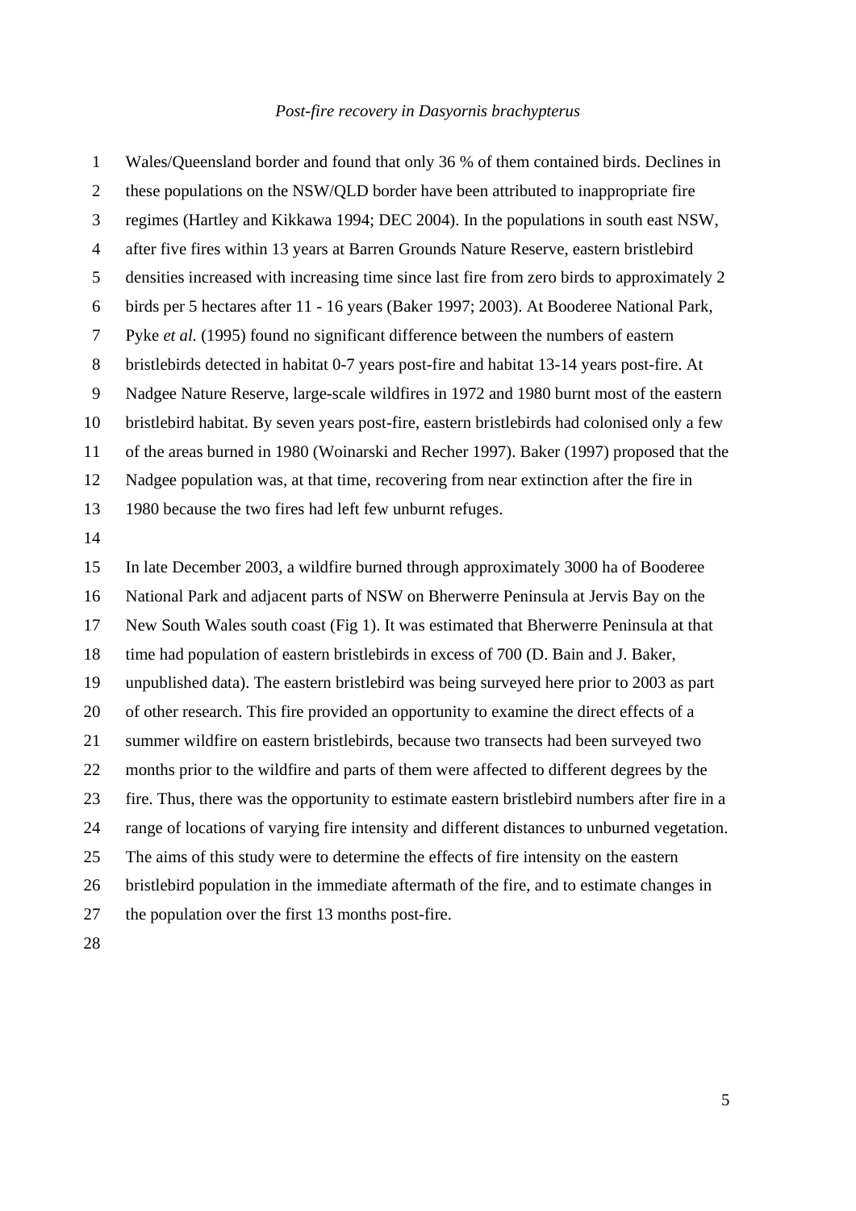Wales/Queensland border and found that only 36 % of them contained birds. Declines in these populations on the NSW/QLD border have been attributed to inappropriate fire regimes (Hartley and Kikkawa 1994; DEC 2004). In the populations in south east NSW, after five fires within 13 years at Barren Grounds Nature Reserve, eastern bristlebird densities increased with increasing time since last fire from zero birds to approximately 2 birds per 5 hectares after 11 - 16 years (Baker 1997; 2003). At Booderee National Park, Pyke *et al.* (1995) found no significant difference between the numbers of eastern bristlebirds detected in habitat 0-7 years post-fire and habitat 13-14 years post-fire. At Nadgee Nature Reserve, large-scale wildfires in 1972 and 1980 burnt most of the eastern bristlebird habitat. By seven years post-fire, eastern bristlebirds had colonised only a few of the areas burned in 1980 (Woinarski and Recher 1997). Baker (1997) proposed that the Nadgee population was, at that time, recovering from near extinction after the fire in 1980 because the two fires had left few unburnt refuges.

In late December 2003, a wildfire burned through approximately 3000 ha of Booderee National Park and adjacent parts of NSW on Bherwerre Peninsula at Jervis Bay on the New South Wales south coast (Fig 1). It was estimated that Bherwerre Peninsula at that time had population of eastern bristlebirds in excess of 700 (D. Bain and J. Baker, unpublished data). The eastern bristlebird was being surveyed here prior to 2003 as part of other research. This fire provided an opportunity to examine the direct effects of a summer wildfire on eastern bristlebirds, because two transects had been surveyed two months prior to the wildfire and parts of them were affected to different degrees by the fire. Thus, there was the opportunity to estimate eastern bristlebird numbers after fire in a range of locations of varying fire intensity and different distances to unburned vegetation. The aims of this study were to determine the effects of fire intensity on the eastern bristlebird population in the immediate aftermath of the fire, and to estimate changes in the population over the first 13 months post-fire.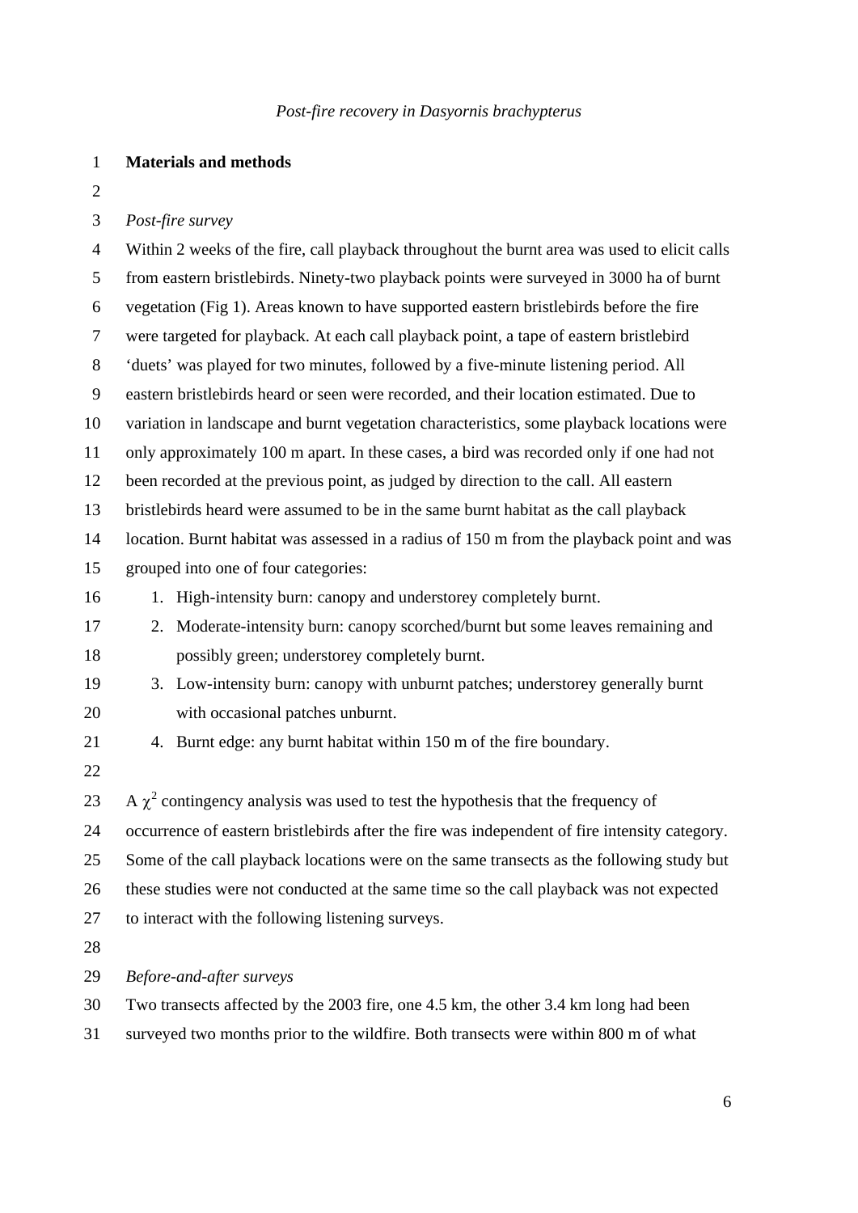## Materials and methods

*Post-fire survey*

Within 2 weeks of the fire, call playback throughout the burnt area was used to elicit calls from eastern bristlebirds. Ninety-two playback points were surveyed in 3000 ha of burnt vegetation (Fig 1). Areas known to have supported eastern bristlebirds before the fire were targeted for playback. At each call playback point, a tape of eastern bristlebird 'duets' was played for two minutes, followed by a five-minute listening period. All eastern bristlebirds heard or seen were recorded, and their location estimated. Due to variation in landscape and burnt vegetation characteristics, some playback locations were only approximately 100 m apart. In these cases, a bird was recorded only if one had not been recorded at the previous point, as judged by direction to the call. All eastern bristlebirds heard were assumed to be in the same burnt habitat as the call playback location. Burnt habitat was assessed in a radius of 150 m from the playback point and was grouped into one of four categories:

1. High-intensity burn: canopy and understorey completely burnt.
2. Moderate-intensity burn: canopy scorched/burnt but some leaves remaining and possibly green; understorey completely burnt.
3. Low-intensity burn: canopy with unburnt patches; understorey generally burnt with occasional patches unburnt.
4. Burnt edge: any burnt habitat within 150 m of the fire boundary.

A $\chi^2$ contingency analysis was used to test the hypothesis that the frequency of occurrence of eastern bristlebirds after the fire was independent of fire intensity category. Some of the call playback locations were on the same transects as the following study but these studies were not conducted at the same time so the call playback was not expected to interact with the following listening surveys.

*Before-and-after surveys*

Two transects affected by the 2003 fire, one 4.5 km, the other 3.4 km long had been surveyed two months prior to the wildfire. Both transects were within 800 m of what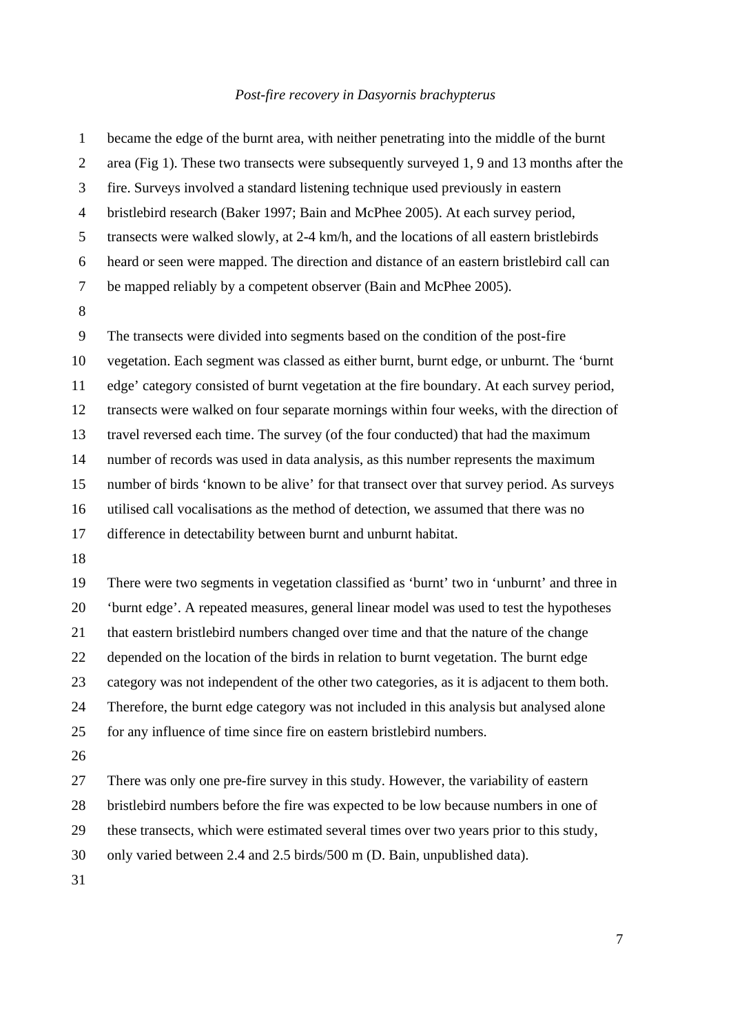became the edge of the burnt area, with neither penetrating into the middle of the burnt area (Fig 1). These two transects were subsequently surveyed 1, 9 and 13 months after the fire. Surveys involved a standard listening technique used previously in eastern bristlebird research (Baker 1997; Bain and McPhee 2005). At each survey period, transects were walked slowly, at 2-4 km/h, and the locations of all eastern bristlebirds heard or seen were mapped. The direction and distance of an eastern bristlebird call can be mapped reliably by a competent observer (Bain and McPhee 2005).

The transects were divided into segments based on the condition of the post-fire vegetation. Each segment was classed as either burnt, burnt edge, or unburnt. The 'burnt edge' category consisted of burnt vegetation at the fire boundary. At each survey period, transects were walked on four separate mornings within four weeks, with the direction of travel reversed each time. The survey (of the four conducted) that had the maximum number of records was used in data analysis, as this number represents the maximum number of birds 'known to be alive' for that transect over that survey period. As surveys utilised call vocalisations as the method of detection, we assumed that there was no difference in detectability between burnt and unburnt habitat.

There were two segments in vegetation classified as 'burnt' two in 'unburnt' and three in 'burnt edge'. A repeated measures, general linear model was used to test the hypotheses that eastern bristlebird numbers changed over time and that the nature of the change depended on the location of the birds in relation to burnt vegetation. The burnt edge category was not independent of the other two categories, as it is adjacent to them both. Therefore, the burnt edge category was not included in this analysis but analysed alone for any influence of time since fire on eastern bristlebird numbers.

There was only one pre-fire survey in this study. However, the variability of eastern bristlebird numbers before the fire was expected to be low because numbers in one of these transects, which were estimated several times over two years prior to this study, only varied between 2.4 and 2.5 birds/500 m (D. Bain, unpublished data).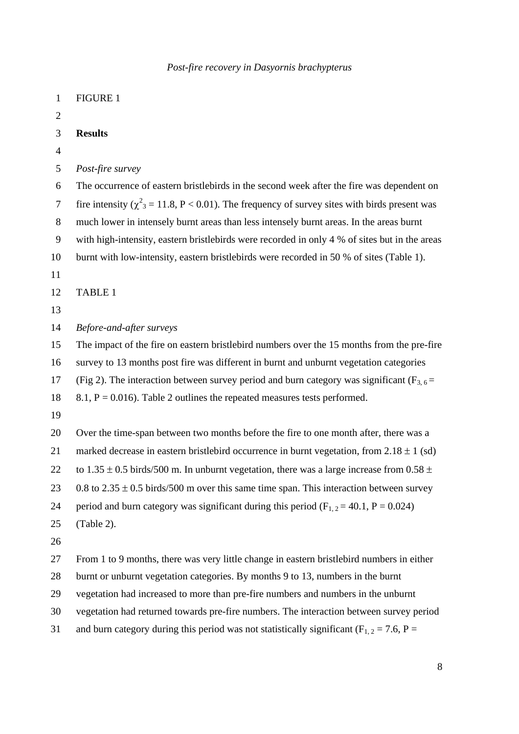FIGURE 1

**Results**

*Post-fire survey*

The occurrence of eastern bristlebirds in the second week after the fire was dependent on fire intensity ($\chi^2_3 = 11.8$, $P < 0.01$). The frequency of survey sites with birds present was much lower in intensely burnt areas than less intensely burnt areas. In the areas burnt with high-intensity, eastern bristlebirds were recorded in only 4 % of sites but in the areas burnt with low-intensity, eastern bristlebirds were recorded in 50 % of sites (Table 1).

TABLE 1

*Before-and-after surveys*

The impact of the fire on eastern bristlebird numbers over the 15 months from the pre-fire survey to 13 months post fire was different in burnt and unburnt vegetation categories (Fig 2). The interaction between survey period and burn category was significant ($F_{3, 6} = 8.1$, $P = 0.016$). Table 2 outlines the repeated measures tests performed.

Over the time-span between two months before the fire to one month after, there was a marked decrease in eastern bristlebird occurrence in burnt vegetation, from $2.18 \pm 1$ (sd) to $1.35 \pm 0.5$ birds/500 m. In unburnt vegetation, there was a large increase from $0.58 \pm 0.8$ to $2.35 \pm 0.5$ birds/500 m over this same time span. This interaction between survey period and burn category was significant during this period ($F_{1, 2} = 40.1$, $P = 0.024$) (Table 2).

From 1 to 9 months, there was very little change in eastern bristlebird numbers in either burnt or unburnt vegetation categories. By months 9 to 13, numbers in the burnt vegetation had increased to more than pre-fire numbers and numbers in the unburnt vegetation had returned towards pre-fire numbers. The interaction between survey period and burn category during this period was not statistically significant ($F_{1, 2} = 7.6$, $P =$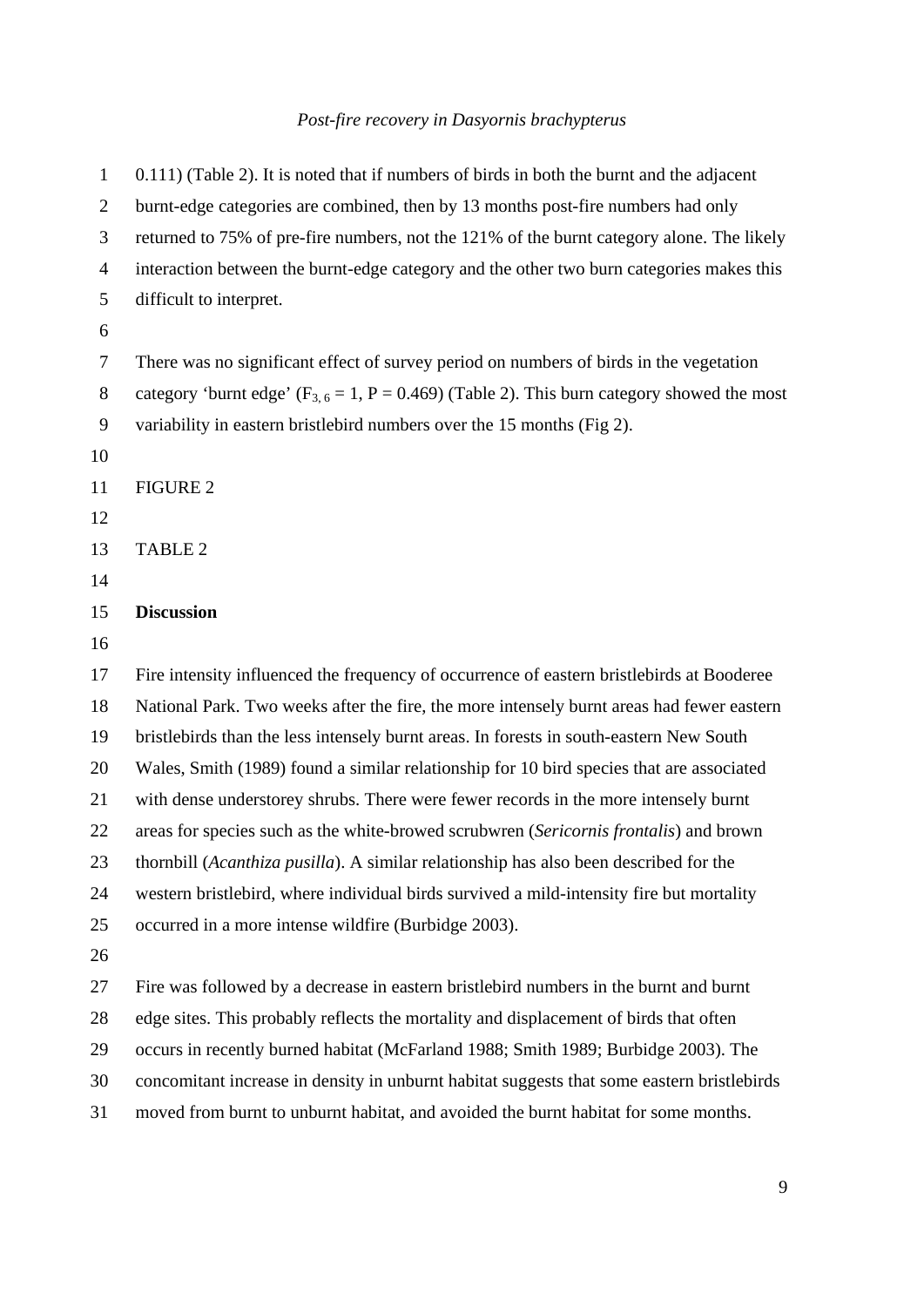0.111) (Table 2). It is noted that if numbers of birds in both the burnt and the adjacent burnt-edge categories are combined, then by 13 months post-fire numbers had only returned to 75% of pre-fire numbers, not the 121% of the burnt category alone. The likely interaction between the burnt-edge category and the other two burn categories makes this difficult to interpret.

There was no significant effect of survey period on numbers of birds in the vegetation category 'burnt edge' ($F_{3, 6} = 1$, $P = 0.469$) (Table 2). This burn category showed the most variability in eastern bristlebird numbers over the 15 months (Fig 2).

FIGURE 2

TABLE 2

## Discussion

Fire intensity influenced the frequency of occurrence of eastern bristlebirds at Booderee National Park. Two weeks after the fire, the more intensely burnt areas had fewer eastern bristlebirds than the less intensely burnt areas. In forests in south-eastern New South Wales, Smith (1989) found a similar relationship for 10 bird species that are associated with dense understorey shrubs. There were fewer records in the more intensely burnt areas for species such as the white-browed scrubwren (*Sericornis frontalis*) and brown thornbill (*Acanthiza pusilla*). A similar relationship has also been described for the western bristlebird, where individual birds survived a mild-intensity fire but mortality occurred in a more intense wildfire (Burbidge 2003).

Fire was followed by a decrease in eastern bristlebird numbers in the burnt and burnt edge sites. This probably reflects the mortality and displacement of birds that often occurs in recently burned habitat (McFarland 1988; Smith 1989; Burbidge 2003). The concomitant increase in density in unburnt habitat suggests that some eastern bristlebirds moved from burnt to unburnt habitat, and avoided the burnt habitat for some months.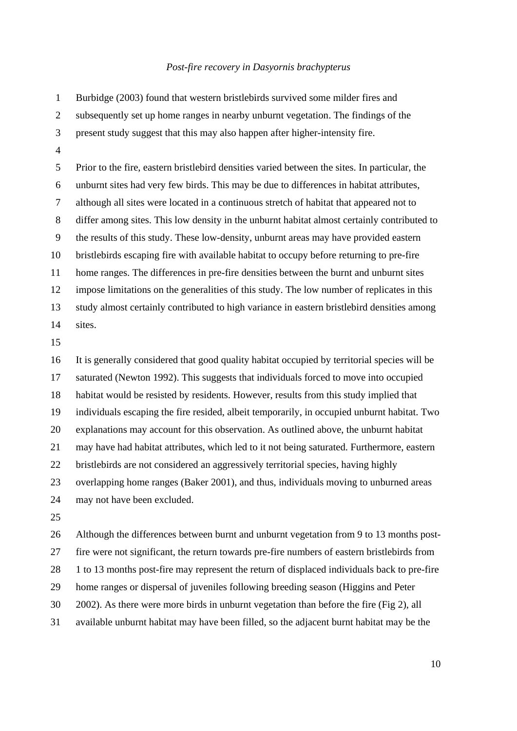Burbidge (2003) found that western bristlebirds survived some milder fires and subsequently set up home ranges in nearby unburnt vegetation. The findings of the present study suggest that this may also happen after higher-intensity fire.

Prior to the fire, eastern bristlebird densities varied between the sites. In particular, the unburnt sites had very few birds. This may be due to differences in habitat attributes, although all sites were located in a continuous stretch of habitat that appeared not to differ among sites. This low density in the unburnt habitat almost certainly contributed to the results of this study. These low-density, unburnt areas may have provided eastern bristlebirds escaping fire with available habitat to occupy before returning to pre-fire home ranges. The differences in pre-fire densities between the burnt and unburnt sites impose limitations on the generalities of this study. The low number of replicates in this study almost certainly contributed to high variance in eastern bristlebird densities among sites.

It is generally considered that good quality habitat occupied by territorial species will be saturated (Newton 1992). This suggests that individuals forced to move into occupied habitat would be resisted by residents. However, results from this study implied that individuals escaping the fire resided, albeit temporarily, in occupied unburnt habitat. Two explanations may account for this observation. As outlined above, the unburnt habitat may have had habitat attributes, which led to it not being saturated. Furthermore, eastern bristlebirds are not considered an aggressively territorial species, having highly overlapping home ranges (Baker 2001), and thus, individuals moving to unburned areas may not have been excluded.

Although the differences between burnt and unburnt vegetation from 9 to 13 months post-fire were not significant, the return towards pre-fire numbers of eastern bristlebirds from 1 to 13 months post-fire may represent the return of displaced individuals back to pre-fire home ranges or dispersal of juveniles following breeding season (Higgins and Peter 2002). As there were more birds in unburnt vegetation than before the fire (Fig 2), all available unburnt habitat may have been filled, so the adjacent burnt habitat may be the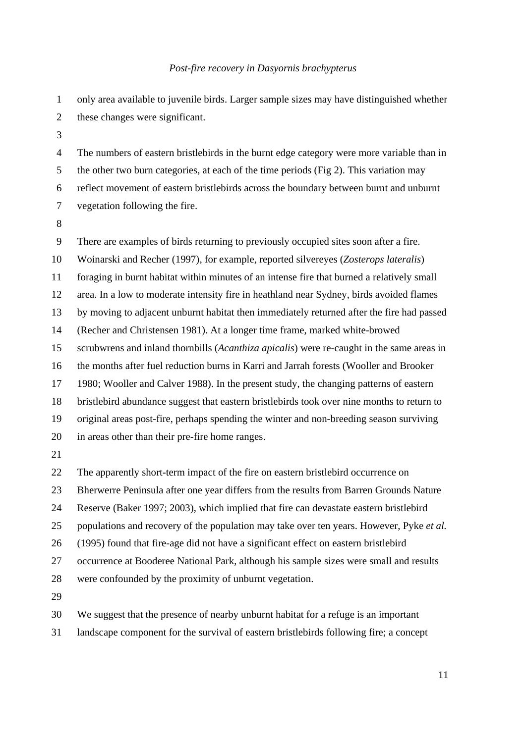only area available to juvenile birds. Larger sample sizes may have distinguished whether these changes were significant.

The numbers of eastern bristlebirds in the burnt edge category were more variable than in the other two burn categories, at each of the time periods (Fig 2). This variation may reflect movement of eastern bristlebirds across the boundary between burnt and unburnt vegetation following the fire.

There are examples of birds returning to previously occupied sites soon after a fire. Woinarski and Recher (1997), for example, reported silvereyes (*Zosterops lateralis*) foraging in burnt habitat within minutes of an intense fire that burned a relatively small area. In a low to moderate intensity fire in heathland near Sydney, birds avoided flames by moving to adjacent unburnt habitat then immediately returned after the fire had passed (Recher and Christensen 1981). At a longer time frame, marked white-browed scrubwrens and inland thornbills (*Acanthiza apicalis*) were re-caught in the same areas in the months after fuel reduction burns in Karri and Jarrah forests (Wooller and Brooker 1980; Wooller and Calver 1988). In the present study, the changing patterns of eastern bristlebird abundance suggest that eastern bristlebirds took over nine months to return to original areas post-fire, perhaps spending the winter and non-breeding season surviving in areas other than their pre-fire home ranges.

The apparently short-term impact of the fire on eastern bristlebird occurrence on Bherwerre Peninsula after one year differs from the results from Barren Grounds Nature Reserve (Baker 1997; 2003), which implied that fire can devastate eastern bristlebird populations and recovery of the population may take over ten years. However, Pyke *et al.* (1995) found that fire-age did not have a significant effect on eastern bristlebird occurrence at Booderee National Park, although his sample sizes were small and results were confounded by the proximity of unburnt vegetation.

We suggest that the presence of nearby unburnt habitat for a refuge is an important landscape component for the survival of eastern bristlebirds following fire; a concept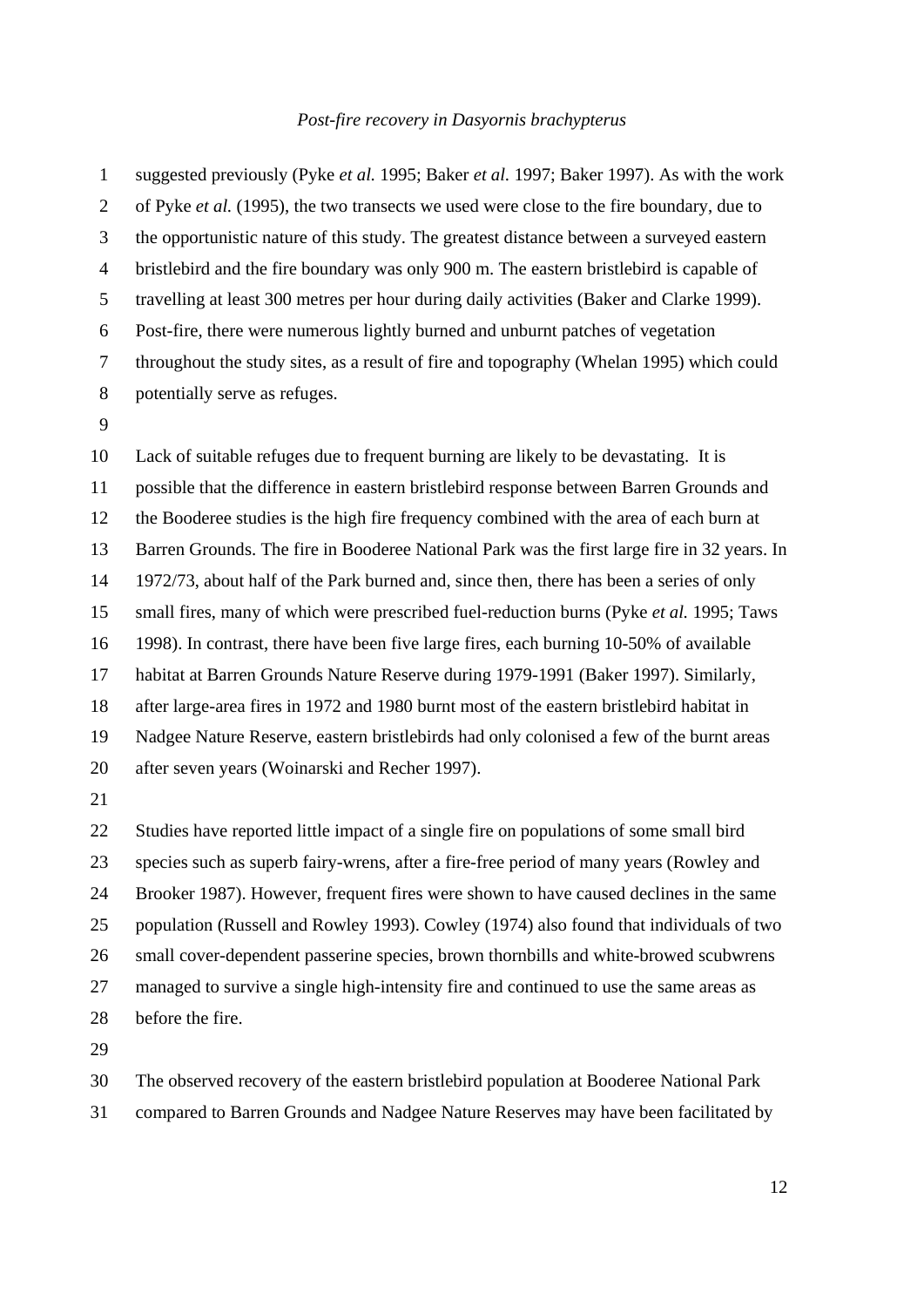suggested previously (Pyke *et al.* 1995; Baker *et al.* 1997; Baker 1997). As with the work of Pyke *et al.* (1995), the two transects we used were close to the fire boundary, due to the opportunistic nature of this study. The greatest distance between a surveyed eastern bristlebird and the fire boundary was only 900 m. The eastern bristlebird is capable of travelling at least 300 metres per hour during daily activities (Baker and Clarke 1999). Post-fire, there were numerous lightly burned and unburnt patches of vegetation throughout the study sites, as a result of fire and topography (Whelan 1995) which could potentially serve as refuges.

Lack of suitable refuges due to frequent burning are likely to be devastating. It is possible that the difference in eastern bristlebird response between Barren Grounds and the Booderee studies is the high fire frequency combined with the area of each burn at Barren Grounds. The fire in Booderee National Park was the first large fire in 32 years. In 1972/73, about half of the Park burned and, since then, there has been a series of only small fires, many of which were prescribed fuel-reduction burns (Pyke *et al.* 1995; Taws 1998). In contrast, there have been five large fires, each burning 10-50% of available habitat at Barren Grounds Nature Reserve during 1979-1991 (Baker 1997). Similarly, after large-area fires in 1972 and 1980 burnt most of the eastern bristlebird habitat in Nadgee Nature Reserve, eastern bristlebirds had only colonised a few of the burnt areas after seven years (Woinarski and Recher 1997).

Studies have reported little impact of a single fire on populations of some small bird species such as superb fairy-wrens, after a fire-free period of many years (Rowley and Brooker 1987). However, frequent fires were shown to have caused declines in the same population (Russell and Rowley 1993). Cowley (1974) also found that individuals of two small cover-dependent passerine species, brown thornbills and white-browed scubwrens managed to survive a single high-intensity fire and continued to use the same areas as before the fire.

The observed recovery of the eastern bristlebird population at Booderee National Park compared to Barren Grounds and Nadgee Nature Reserves may have been facilitated by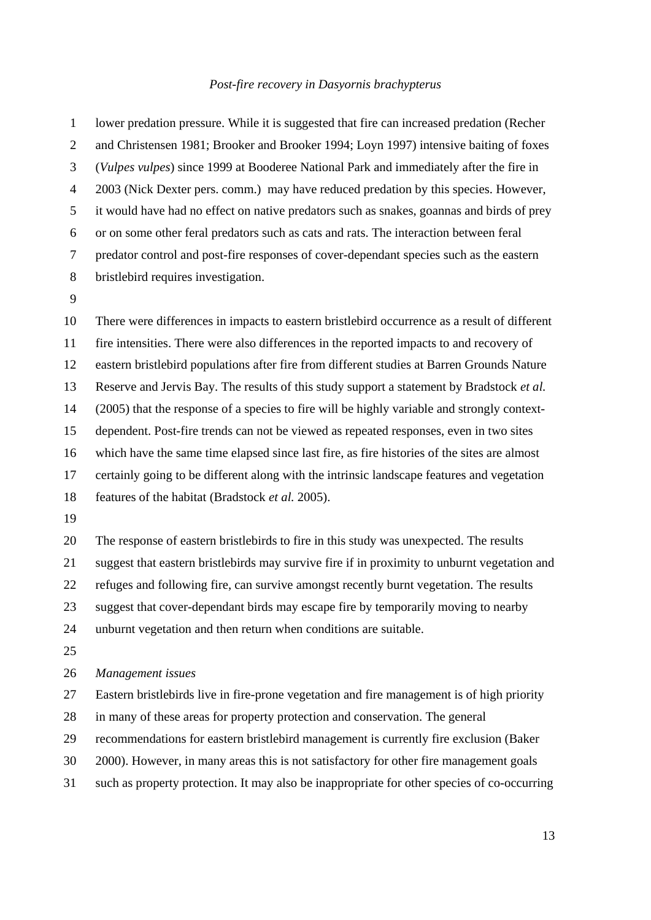lower predation pressure. While it is suggested that fire can increased predation (Recher and Christensen 1981; Brooker and Brooker 1994; Loyn 1997) intensive baiting of foxes (*Vulpes vulpes*) since 1999 at Booderee National Park and immediately after the fire in 2003 (Nick Dexter pers. comm.) may have reduced predation by this species. However, it would have had no effect on native predators such as snakes, goannas and birds of prey or on some other feral predators such as cats and rats. The interaction between feral predator control and post-fire responses of cover-dependant species such as the eastern bristlebird requires investigation.

There were differences in impacts to eastern bristlebird occurrence as a result of different fire intensities. There were also differences in the reported impacts to and recovery of eastern bristlebird populations after fire from different studies at Barren Grounds Nature Reserve and Jervis Bay. The results of this study support a statement by Bradstock *et al.* (2005) that the response of a species to fire will be highly variable and strongly context-dependent. Post-fire trends can not be viewed as repeated responses, even in two sites which have the same time elapsed since last fire, as fire histories of the sites are almost certainly going to be different along with the intrinsic landscape features and vegetation features of the habitat (Bradstock *et al.* 2005).

The response of eastern bristlebirds to fire in this study was unexpected. The results suggest that eastern bristlebirds may survive fire if in proximity to unburnt vegetation and refuges and following fire, can survive amongst recently burnt vegetation. The results suggest that cover-dependant birds may escape fire by temporarily moving to nearby unburnt vegetation and then return when conditions are suitable.

*Management issues*

Eastern bristlebirds live in fire-prone vegetation and fire management is of high priority in many of these areas for property protection and conservation. The general recommendations for eastern bristlebird management is currently fire exclusion (Baker 2000). However, in many areas this is not satisfactory for other fire management goals such as property protection. It may also be inappropriate for other species of co-occurring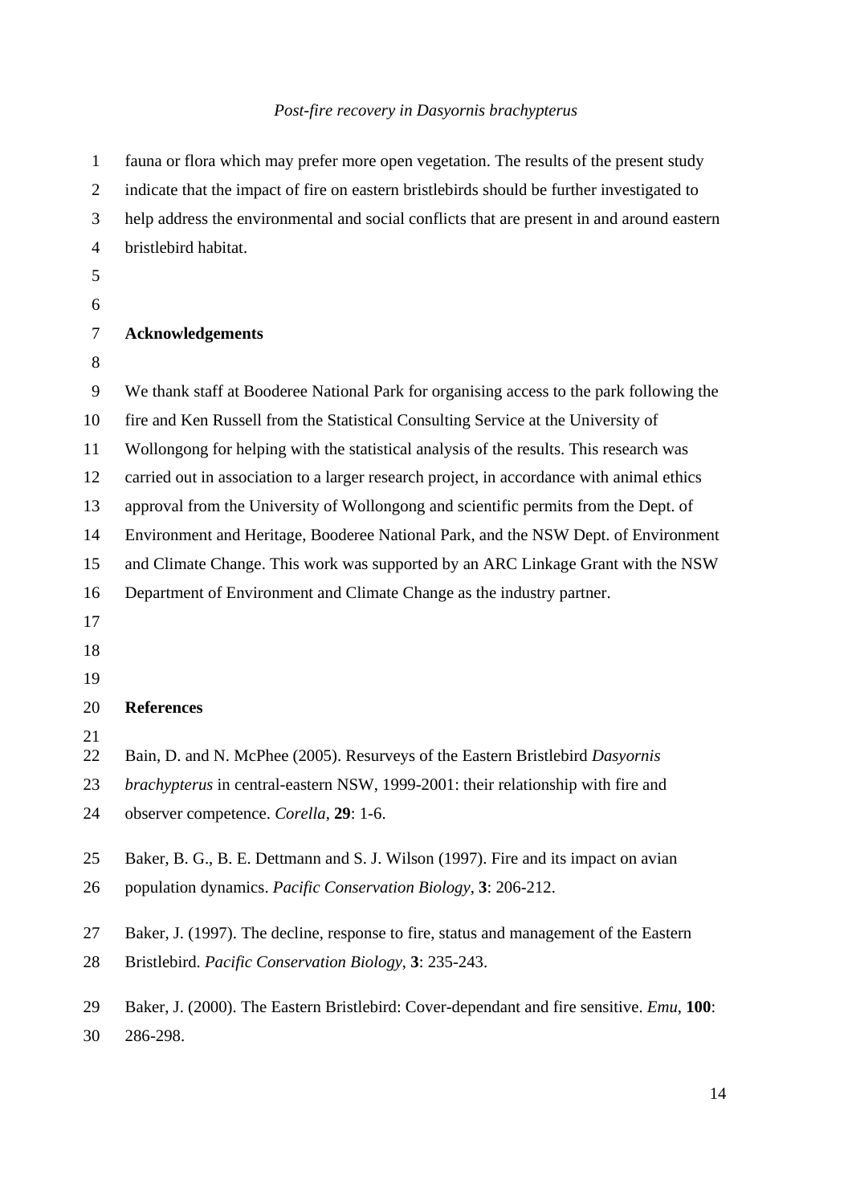fauna or flora which may prefer more open vegetation. The results of the present study indicate that the impact of fire on eastern bristlebirds should be further investigated to help address the environmental and social conflicts that are present in and around eastern bristlebird habitat.

## Acknowledgements

We thank staff at Booderee National Park for organising access to the park following the fire and Ken Russell from the Statistical Consulting Service at the University of Wollongong for helping with the statistical analysis of the results. This research was carried out in association to a larger research project, in accordance with animal ethics approval from the University of Wollongong and scientific permits from the Dept. of Environment and Heritage, Booderee National Park, and the NSW Dept. of Environment and Climate Change. This work was supported by an ARC Linkage Grant with the NSW Department of Environment and Climate Change as the industry partner.

## References

Bain, D. and N. McPhee (2005). Resurveys of the Eastern Bristlebird *Dasyornis brachypterus* in central-eastern NSW, 1999-2001: their relationship with fire and observer competence. *Corella*, **29**: 1-6.

Baker, B. G., B. E. Dettmann and S. J. Wilson (1997). Fire and its impact on avian population dynamics. *Pacific Conservation Biology*, **3**: 206-212.

Baker, J. (1997). The decline, response to fire, status and management of the Eastern Bristlebird. *Pacific Conservation Biology*, **3**: 235-243.

Baker, J. (2000). The Eastern Bristlebird: Cover-dependant and fire sensitive. *Emu*, **100**: 286-298.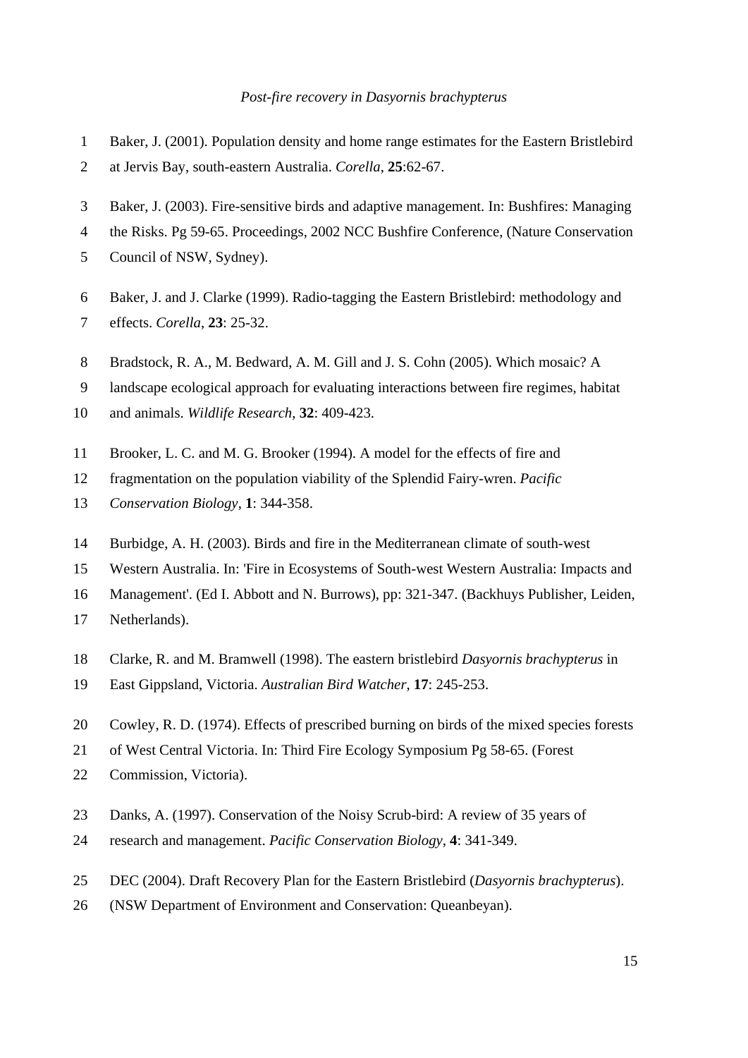Baker, J. (2001). Population density and home range estimates for the Eastern Bristlebird at Jervis Bay, south-eastern Australia. *Corella*, **25**:62-67.

Baker, J. (2003). Fire-sensitive birds and adaptive management. In: Bushfires: Managing the Risks. Pg 59-65. Proceedings, 2002 NCC Bushfire Conference, (Nature Conservation Council of NSW, Sydney).

Baker, J. and J. Clarke (1999). Radio-tagging the Eastern Bristlebird: methodology and effects. *Corella*, **23**: 25-32.

Bradstock, R. A., M. Bedward, A. M. Gill and J. S. Cohn (2005). Which mosaic? A landscape ecological approach for evaluating interactions between fire regimes, habitat and animals. *Wildlife Research*, **32**: 409-423.

Brooker, L. C. and M. G. Brooker (1994). A model for the effects of fire and fragmentation on the population viability of the Splendid Fairy-wren. *Pacific Conservation Biology*, **1**: 344-358.

Burbidge, A. H. (2003). Birds and fire in the Mediterranean climate of south-west Western Australia. In: 'Fire in Ecosystems of South-west Western Australia: Impacts and Management'. (Ed I. Abbott and N. Burrows), pp: 321-347. (Backhuys Publisher, Leiden, Netherlands).

Clarke, R. and M. Bramwell (1998). The eastern bristlebird *Dasyornis brachypterus* in East Gippsland, Victoria. *Australian Bird Watcher*, **17**: 245-253.

Cowley, R. D. (1974). Effects of prescribed burning on birds of the mixed species forests of West Central Victoria. In: Third Fire Ecology Symposium Pg 58-65. (Forest Commission, Victoria).

Danks, A. (1997). Conservation of the Noisy Scrub-bird: A review of 35 years of research and management. *Pacific Conservation Biology*, **4**: 341-349.

DEC (2004). Draft Recovery Plan for the Eastern Bristlebird (*Dasyornis brachypterus*). (NSW Department of Environment and Conservation: Queanbeyan).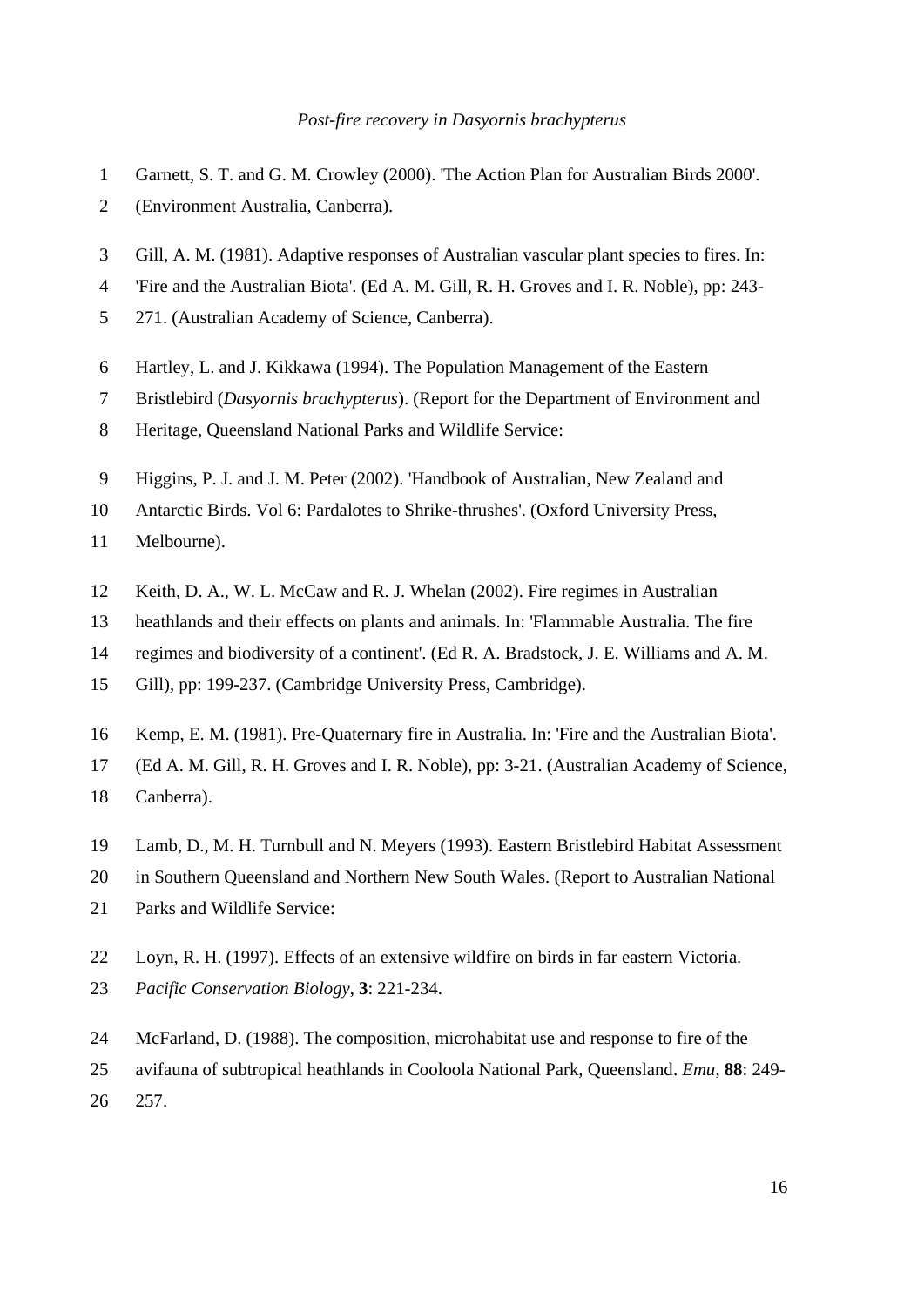Garnett, S. T. and G. M. Crowley (2000). 'The Action Plan for Australian Birds 2000'. (Environment Australia, Canberra).

Gill, A. M. (1981). Adaptive responses of Australian vascular plant species to fires. In: 'Fire and the Australian Biota'. (Ed A. M. Gill, R. H. Groves and I. R. Noble), pp: 243-271. (Australian Academy of Science, Canberra).

Hartley, L. and J. Kikkawa (1994). The Population Management of the Eastern Bristlebird (*Dasyornis brachypterus*). (Report for the Department of Environment and Heritage, Queensland National Parks and Wildlife Service:

Higgins, P. J. and J. M. Peter (2002). 'Handbook of Australian, New Zealand and Antarctic Birds. Vol 6: Pardalotes to Shrike-thrushes'. (Oxford University Press, Melbourne).

Keith, D. A., W. L. McCaw and R. J. Whelan (2002). Fire regimes in Australian heathlands and their effects on plants and animals. In: 'Flammable Australia. The fire regimes and biodiversity of a continent'. (Ed R. A. Bradstock, J. E. Williams and A. M. Gill), pp: 199-237. (Cambridge University Press, Cambridge).

Kemp, E. M. (1981). Pre-Quaternary fire in Australia. In: 'Fire and the Australian Biota'. (Ed A. M. Gill, R. H. Groves and I. R. Noble), pp: 3-21. (Australian Academy of Science, Canberra).

Lamb, D., M. H. Turnbull and N. Meyers (1993). Eastern Bristlebird Habitat Assessment in Southern Queensland and Northern New South Wales. (Report to Australian National Parks and Wildlife Service:

Loyn, R. H. (1997). Effects of an extensive wildfire on birds in far eastern Victoria. *Pacific Conservation Biology*, **3**: 221-234.

McFarland, D. (1988). The composition, microhabitat use and response to fire of the avifauna of subtropical heathlands in Cooloola National Park, Queensland. *Emu*, **88**: 249-257.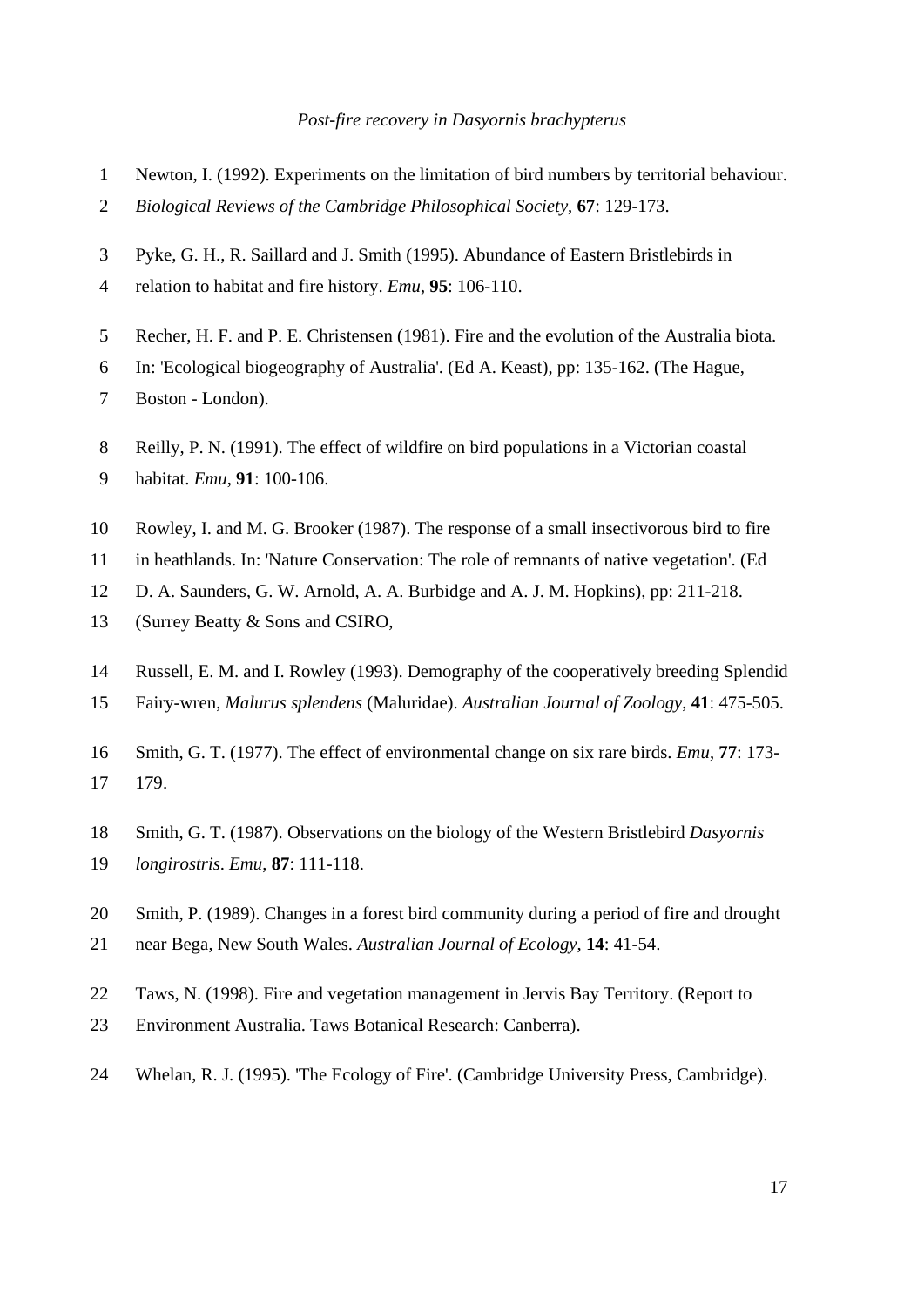Newton, I. (1992). Experiments on the limitation of bird numbers by territorial behaviour. *Biological Reviews of the Cambridge Philosophical Society*, **67**: 129-173.

Pyke, G. H., R. Saillard and J. Smith (1995). Abundance of Eastern Bristlebirds in relation to habitat and fire history. *Emu*, **95**: 106-110.

Recher, H. F. and P. E. Christensen (1981). Fire and the evolution of the Australia biota. In: 'Ecological biogeography of Australia'. (Ed A. Keast), pp: 135-162. (The Hague, Boston - London).

Reilly, P. N. (1991). The effect of wildfire on bird populations in a Victorian coastal habitat. *Emu*, **91**: 100-106.

Rowley, I. and M. G. Brooker (1987). The response of a small insectivorous bird to fire in heathlands. In: 'Nature Conservation: The role of remnants of native vegetation'. (Ed D. A. Saunders, G. W. Arnold, A. A. Burbidge and A. J. M. Hopkins), pp: 211-218. (Surrey Beatty & Sons and CSIRO,

Russell, E. M. and I. Rowley (1993). Demography of the cooperatively breeding Splendid Fairy-wren, *Malurus splendens* (Maluridae). *Australian Journal of Zoology*, **41**: 475-505.

Smith, G. T. (1977). The effect of environmental change on six rare birds. *Emu*, **77**: 173-179.

Smith, G. T. (1987). Observations on the biology of the Western Bristlebird *Dasyornis longirostris*. *Emu*, **87**: 111-118.

Smith, P. (1989). Changes in a forest bird community during a period of fire and drought near Bega, New South Wales. *Australian Journal of Ecology*, **14**: 41-54.

Taws, N. (1998). Fire and vegetation management in Jervis Bay Territory. (Report to Environment Australia. Taws Botanical Research: Canberra).

Whelan, R. J. (1995). 'The Ecology of Fire'. (Cambridge University Press, Cambridge).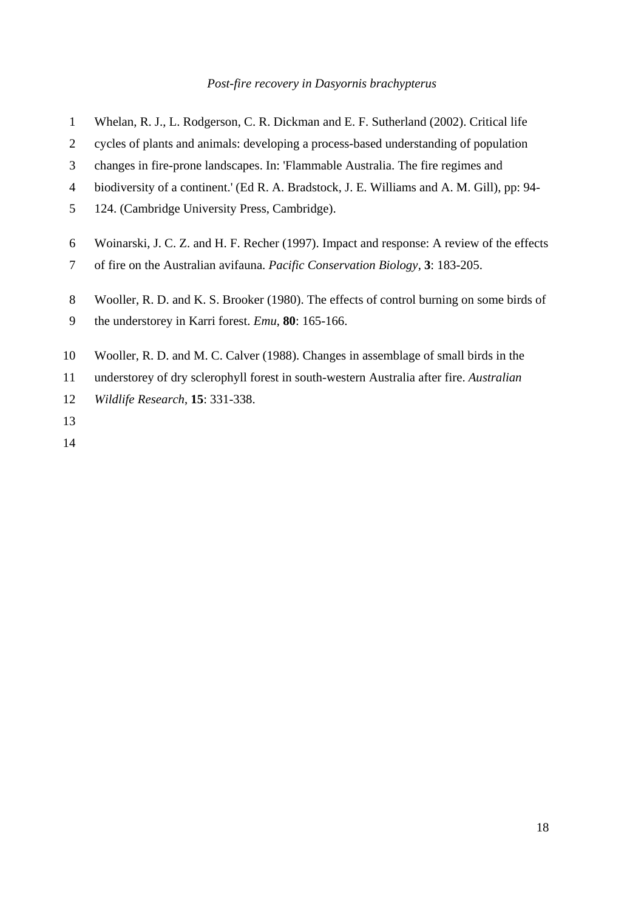Whelan, R. J., L. Rodgerson, C. R. Dickman and E. F. Sutherland (2002). Critical life cycles of plants and animals: developing a process-based understanding of population changes in fire-prone landscapes. In: 'Flammable Australia. The fire regimes and biodiversity of a continent.' (Ed R. A. Bradstock, J. E. Williams and A. M. Gill), pp: 94-124. (Cambridge University Press, Cambridge).

Woinarski, J. C. Z. and H. F. Recher (1997). Impact and response: A review of the effects of fire on the Australian avifauna. *Pacific Conservation Biology*, **3**: 183-205.

Wooller, R. D. and K. S. Brooker (1980). The effects of control burning on some birds of the understorey in Karri forest. *Emu*, **80**: 165-166.

Wooller, R. D. and M. C. Calver (1988). Changes in assemblage of small birds in the understorey of dry sclerophyll forest in south-western Australia after fire. *Australian Wildlife Research*, **15**: 331-338.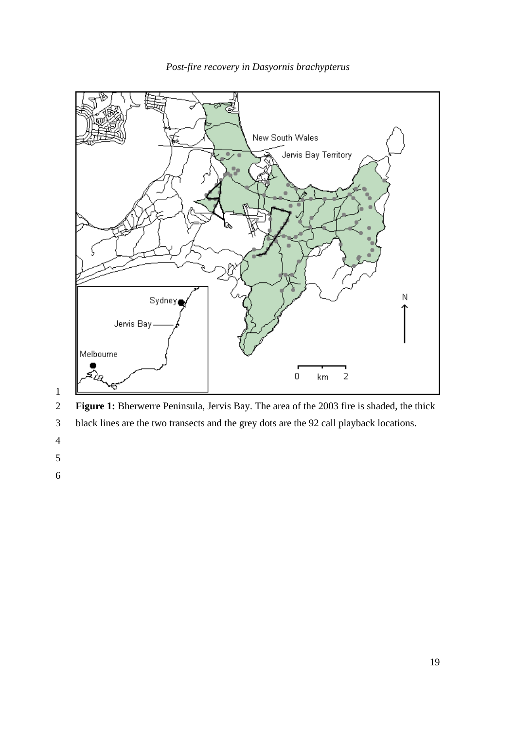**Figure 1:** Bherwerre Peninsula, Jervis Bay. The area of the 2003 fire is shaded, the thick black lines are the two transects and the grey dots are the 92 call playback locations.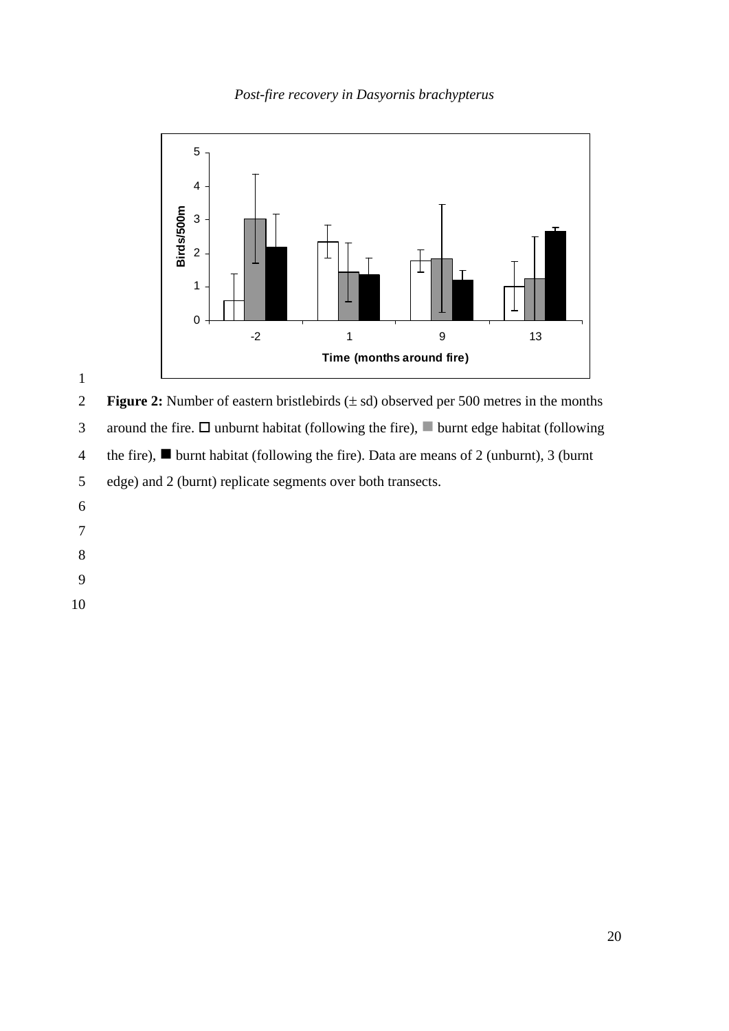**Figure 2:** Number of eastern bristlebirds (± sd) observed per 500 metres in the months around the fire. □ unburnt habitat (following the fire), ■ burnt edge habitat (following the fire), ■ burnt habitat (following the fire). Data are means of 2 (unburnt), 3 (burnt edge) and 2 (burnt) replicate segments over both transects.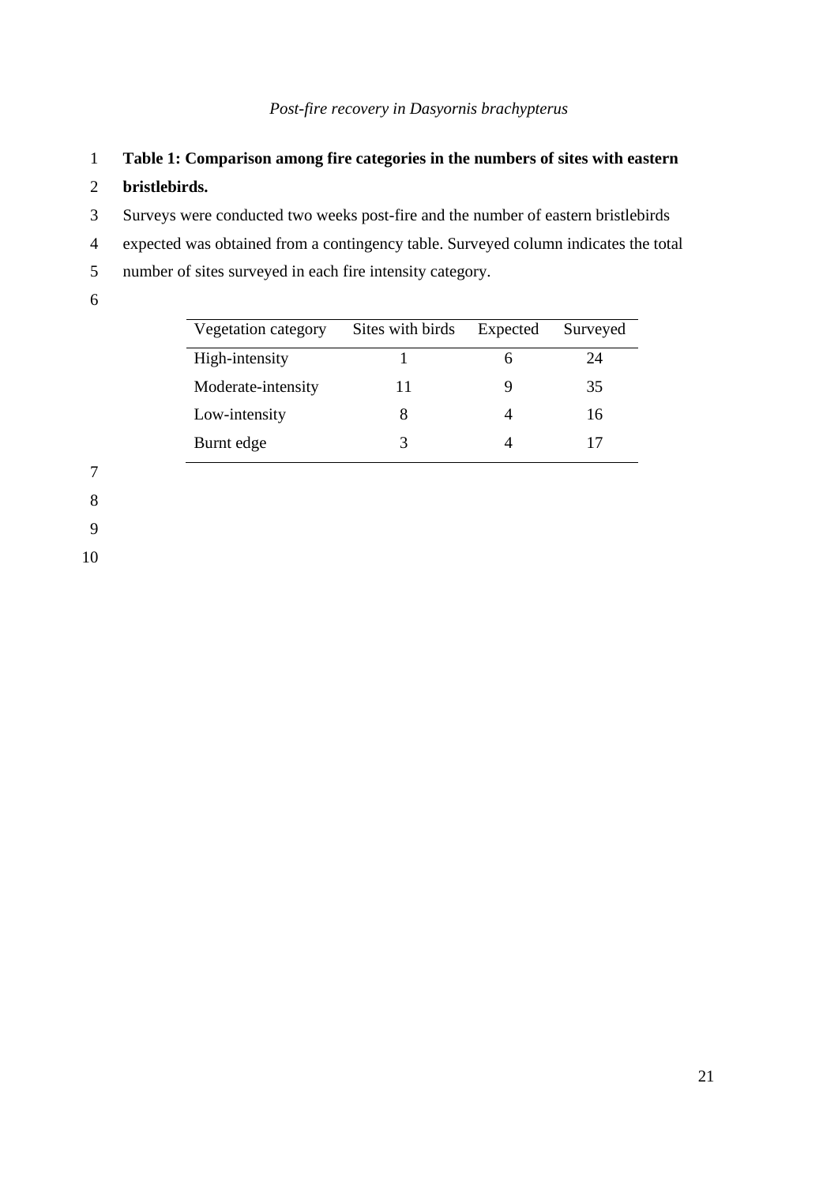**Table 1: Comparison among fire categories in the numbers of sites with eastern bristlebirds.**

Surveys were conducted two weeks post-fire and the number of eastern bristlebirds expected was obtained from a contingency table. Surveyed column indicates the total number of sites surveyed in each fire intensity category.

| Vegetation category | Sites with birds | Expected | Surveyed |
|---|---|---|---|
| High-intensity | 1 | 6 | 24 |
| Moderate-intensity | 11 | 9 | 35 |
| Low-intensity | 8 | 4 | 16 |
| Burnt edge | 3 | 4 | 17 |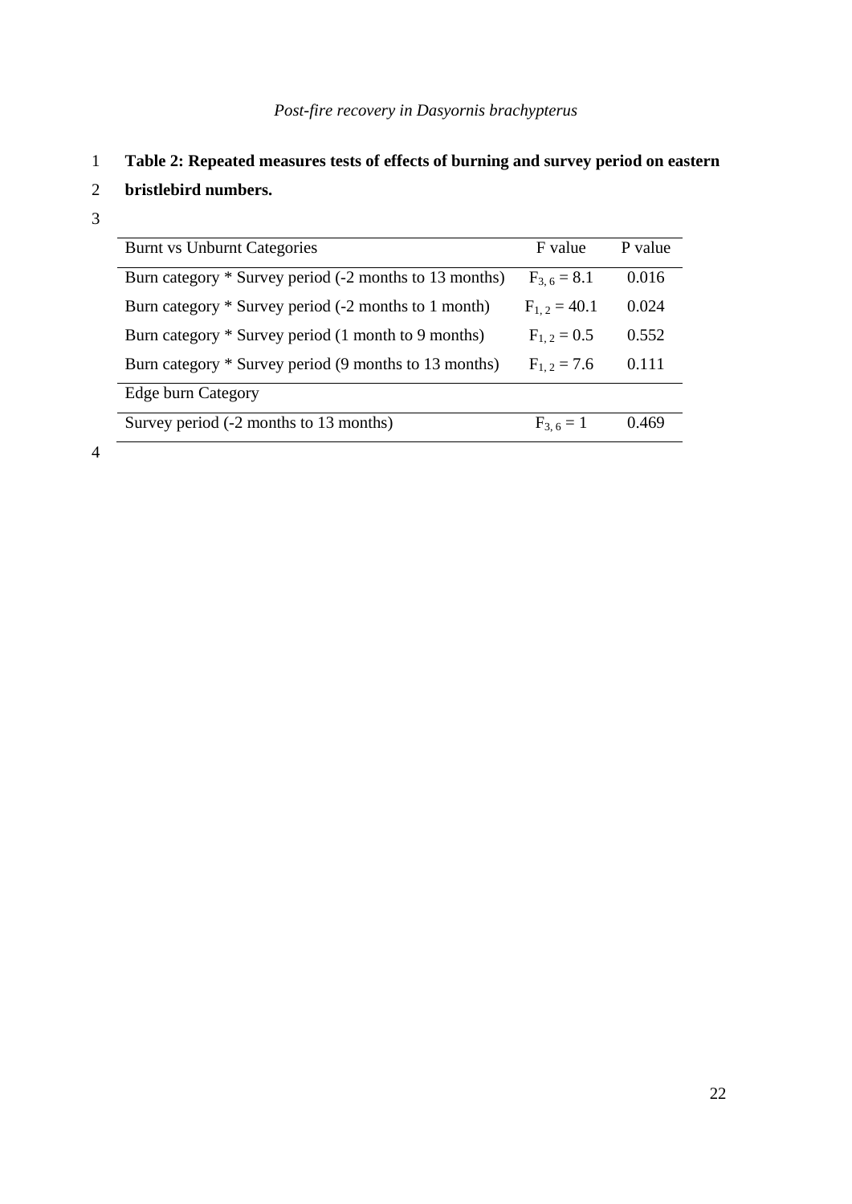**Table 2: Repeated measures tests of effects of burning and survey period on eastern bristlebird numbers.**

| Burnt vs Unburnt Categories | F value | P value |
|---|---|---|
| Burn category * Survey period (-2 months to 13 months) | $F_{3, 6} = 8.1$ | 0.016 |
| Burn category * Survey period (-2 months to 1 month) | $F_{1, 2} = 40.1$ | 0.024 |
| Burn category * Survey period (1 month to 9 months) | $F_{1, 2} = 0.5$ | 0.552 |
| Burn category * Survey period (9 months to 13 months) | $F_{1, 2} = 7.6$ | 0.111 |
| Edge burn Category | | |
| Survey period (-2 months to 13 months) | $F_{3, 6} = 1$ | 0.469 |